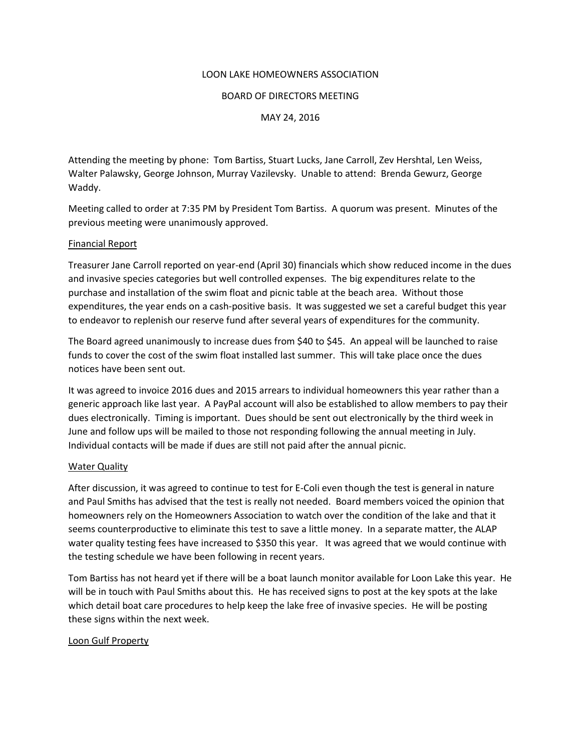LOON LAKE HOMEOWNERS ASSOCIATION

BOARD OF DIRECTORS MEETING

MAY 24, 2016

Attending the meeting by phone: Tom Bartiss, Stuart Lucks, Jane Carroll, Zev Hershtal, Len Weiss, Walter Palawsky, George Johnson, Murray Vazilevsky. Unable to attend: Brenda Gewurz, George Waddy.

Meeting called to order at 7:35 PM by President Tom Bartiss. A quorum was present. Minutes of the previous meeting were unanimously approved.

<u>Financial Report</u>

Treasurer Jane Carroll reported on year-end (April 30) financials which show reduced income in the dues and invasive species categories but well controlled expenses. The big expenditures relate to the purchase and installation of the swim float and picnic table at the beach area. Without those expenditures, the year ends on a cash-positive basis. It was suggested we set a careful budget this year to endeavor to replenish our reserve fund after several years of expenditures for the community.

The Board agreed unanimously to increase dues from $40 to $45. An appeal will be launched to raise funds to cover the cost of the swim float installed last summer. This will take place once the dues notices have been sent out.

It was agreed to invoice 2016 dues and 2015 arrears to individual homeowners this year rather than a generic approach like last year. A PayPal account will also be established to allow members to pay their dues electronically. Timing is important. Dues should be sent out electronically by the third week in June and follow ups will be mailed to those not responding following the annual meeting in July. Individual contacts will be made if dues are still not paid after the annual picnic.

<u>Water Quality</u>

After discussion, it was agreed to continue to test for E-Coli even though the test is general in nature and Paul Smiths has advised that the test is really not needed. Board members voiced the opinion that homeowners rely on the Homeowners Association to watch over the condition of the lake and that it seems counterproductive to eliminate this test to save a little money. In a separate matter, the ALAP water quality testing fees have increased to $350 this year. It was agreed that we would continue with the testing schedule we have been following in recent years.

Tom Bartiss has not heard yet if there will be a boat launch monitor available for Loon Lake this year. He will be in touch with Paul Smiths about this. He has received signs to post at the key spots at the lake which detail boat care procedures to help keep the lake free of invasive species. He will be posting these signs within the next week.

<u>Loon Gulf Property</u>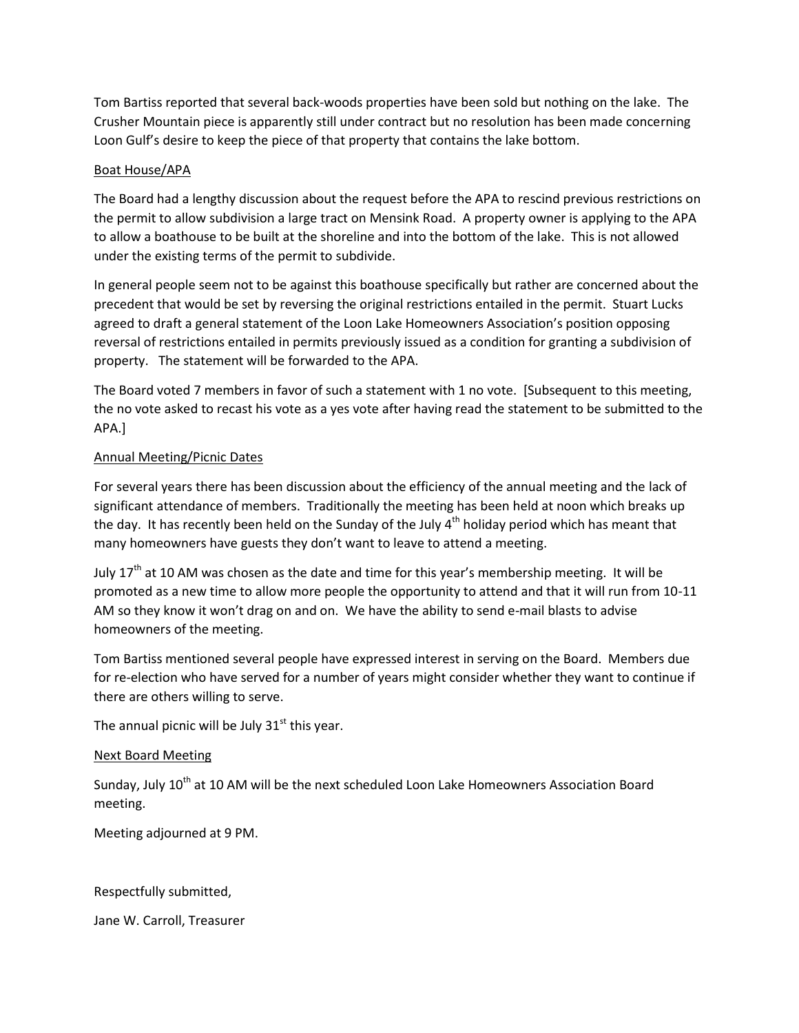Tom Bartiss reported that several back-woods properties have been sold but nothing on the lake. The Crusher Mountain piece is apparently still under contract but no resolution has been made concerning Loon Gulf's desire to keep the piece of that property that contains the lake bottom.

Boat House/APA

The Board had a lengthy discussion about the request before the APA to rescind previous restrictions on the permit to allow subdivision a large tract on Mensink Road. A property owner is applying to the APA to allow a boathouse to be built at the shoreline and into the bottom of the lake. This is not allowed under the existing terms of the permit to subdivide.

In general people seem not to be against this boathouse specifically but rather are concerned about the precedent that would be set by reversing the original restrictions entailed in the permit. Stuart Lucks agreed to draft a general statement of the Loon Lake Homeowners Association's position opposing reversal of restrictions entailed in permits previously issued as a condition for granting a subdivision of property. The statement will be forwarded to the APA.

The Board voted 7 members in favor of such a statement with 1 no vote. [Subsequent to this meeting, the no vote asked to recast his vote as a yes vote after having read the statement to be submitted to the APA.]

Annual Meeting/Picnic Dates

For several years there has been discussion about the efficiency of the annual meeting and the lack of significant attendance of members. Traditionally the meeting has been held at noon which breaks up the day. It has recently been held on the Sunday of the July 4th holiday period which has meant that many homeowners have guests they don't want to leave to attend a meeting.

July 17th at 10 AM was chosen as the date and time for this year's membership meeting. It will be promoted as a new time to allow more people the opportunity to attend and that it will run from 10-11 AM so they know it won't drag on and on. We have the ability to send e-mail blasts to advise homeowners of the meeting.

Tom Bartiss mentioned several people have expressed interest in serving on the Board. Members due for re-election who have served for a number of years might consider whether they want to continue if there are others willing to serve.

The annual picnic will be July 31st this year.

Next Board Meeting

Sunday, July 10th at 10 AM will be the next scheduled Loon Lake Homeowners Association Board meeting.

Meeting adjourned at 9 PM.

Respectfully submitted,

Jane W. Carroll, Treasurer